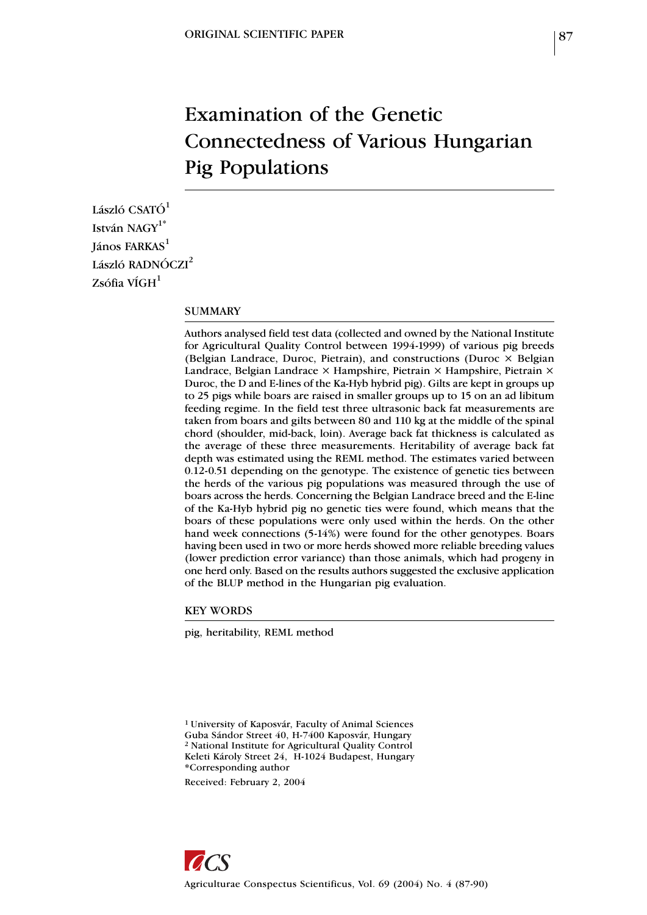ORIGINAL SCIENTIFIC PAPER

# Examination of the Genetic Connectedness of Various Hungarian Pig Populations

László CSATÓ[1]
István NAGY[1*]
János FARKAS[1]
László RADNÓCZI[2]
Zsófia VÍGH[1]

## SUMMARY

Authors analysed field test data (collected and owned by the National Institute for Agricultural Quality Control between 1994-1999) of various pig breeds (Belgian Landrace, Duroc, Pietrain), and constructions (Duroc × Belgian Landrace, Belgian Landrace × Hampshire, Pietrain × Hampshire, Pietrain × Duroc, the D and E-lines of the Ka-Hyb hybrid pig). Gilts are kept in groups up to 25 pigs while boars are raised in smaller groups up to 15 on an ad libitum feeding regime. In the field test three ultrasonic back fat measurements are taken from boars and gilts between 80 and 110 kg at the middle of the spinal chord (shoulder, mid-back, loin). Average back fat thickness is calculated as the average of these three measurements. Heritability of average back fat depth was estimated using the REML method. The estimates varied between 0.12-0.51 depending on the genotype. The existence of genetic ties between the herds of the various pig populations was measured through the use of boars across the herds. Concerning the Belgian Landrace breed and the E-line of the Ka-Hyb hybrid pig no genetic ties were found, which means that the boars of these populations were only used within the herds. On the other hand week connections (5-14%) were found for the other genotypes. Boars having been used in two or more herds showed more reliable breeding values (lower prediction error variance) than those animals, which had progeny in one herd only. Based on the results authors suggested the exclusive application of the BLUP method in the Hungarian pig evaluation.

## KEY WORDS

pig, heritability, REML method

[1] University of Kaposvár, Faculty of Animal Sciences
Guba Sándor Street 40, H-7400 Kaposvár, Hungary
[2] National Institute for Agricultural Quality Control
Keleti Károly Street 24, H-1024 Budapest, Hungary
*Corresponding author

Received: February 2, 2004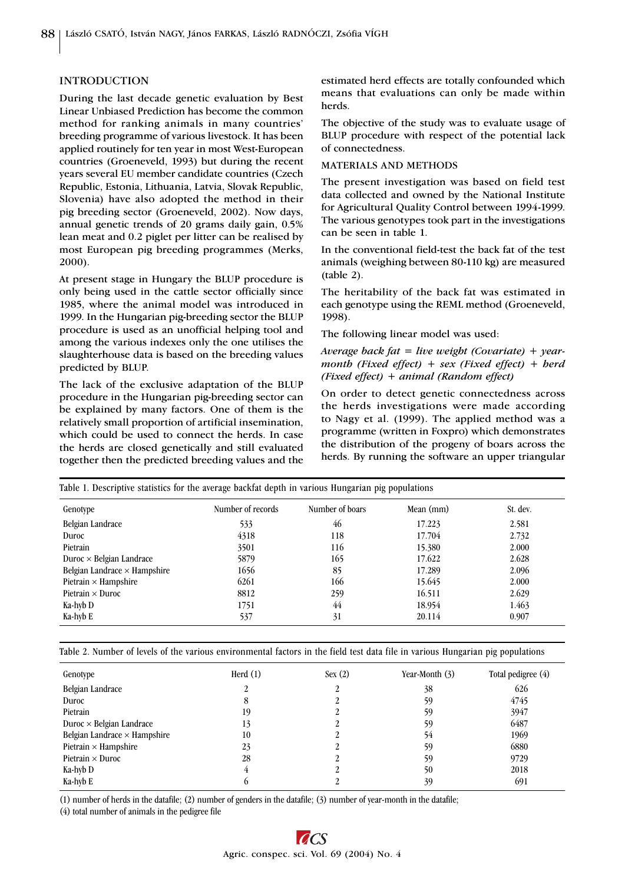## INTRODUCTION

During the last decade genetic evaluation by Best Linear Unbiased Prediction has become the common method for ranking animals in many countries' breeding programme of various livestock. It has been applied routinely for ten year in most West-European countries (Groeneveld, 1993) but during the recent years several EU member candidate countries (Czech Republic, Estonia, Lithuania, Latvia, Slovak Republic, Slovenia) have also adopted the method in their pig breeding sector (Groeneveld, 2002). Now days, annual genetic trends of 20 grams daily gain, 0.5% lean meat and 0.2 piglet per litter can be realised by most European pig breeding programmes (Merks, 2000).

At present stage in Hungary the BLUP procedure is only being used in the cattle sector officially since 1985, where the animal model was introduced in 1999. In the Hungarian pig-breeding sector the BLUP procedure is used as an unofficial helping tool and among the various indexes only the one utilises the slaughterhouse data is based on the breeding values predicted by BLUP.

The lack of the exclusive adaptation of the BLUP procedure in the Hungarian pig-breeding sector can be explained by many factors. One of them is the relatively small proportion of artificial insemination, which could be used to connect the herds. In case the herds are closed genetically and still evaluated together then the predicted breeding values and the estimated herd effects are totally confounded which means that evaluations can only be made within herds.

The objective of the study was to evaluate usage of BLUP procedure with respect of the potential lack of connectedness.

## MATERIALS AND METHODS

The present investigation was based on field test data collected and owned by the National Institute for Agricultural Quality Control between 1994-1999. The various genotypes took part in the investigations can be seen in table 1.

In the conventional field-test the back fat of the test animals (weighing between 80-110 kg) are measured (table 2).

The heritability of the back fat was estimated in each genotype using the REML method (Groeneveld, 1998).

The following linear model was used:

*Average back fat = live weight (Covariate) + year-month (Fixed effect) + sex (Fixed effect) + herd (Fixed effect) + animal (Random effect)*

On order to detect genetic connectedness across the herds investigations were made according to Nagy et al. (1999). The applied method was a programme (written in Foxpro) which demonstrates the distribution of the progeny of boars across the herds. By running the software an upper triangular

Table 1. Descriptive statistics for the average backfat depth in various Hungarian pig populations

| Genotype | Number of records | Number of boars | Mean (mm) | St. dev. |
|---|---|---|---|---|
| Belgian Landrace | 533 | 46 | 17.223 | 2.581 |
| Duroc | 4318 | 118 | 17.704 | 2.732 |
| Pietrain | 3501 | 116 | 15.380 | 2.000 |
| Duroc × Belgian Landrace | 5879 | 165 | 17.622 | 2.628 |
| Belgian Landrace × Hampshire | 1656 | 85 | 17.289 | 2.096 |
| Pietrain × Hampshire | 6261 | 166 | 15.645 | 2.000 |
| Pietrain × Duroc | 8812 | 259 | 16.511 | 2.629 |
| Ka-hyb D | 1751 | 44 | 18.954 | 1.463 |
| Ka-hyb E | 537 | 31 | 20.114 | 0.907 |

Table 2. Number of levels of the various environmental factors in the field test data file in various Hungarian pig populations

| Genotype | Herd (1) | Sex (2) | Year-Month (3) | Total pedigree (4) |
|---|---|---|---|---|
| Belgian Landrace | 2 | 2 | 38 | 626 |
| Duroc | 8 | 2 | 59 | 4745 |
| Pietrain | 19 | 2 | 59 | 3947 |
| Duroc × Belgian Landrace | 13 | 2 | 59 | 6487 |
| Belgian Landrace × Hampshire | 10 | 2 | 54 | 1969 |
| Pietrain × Hampshire | 23 | 2 | 59 | 6880 |
| Pietrain × Duroc | 28 | 2 | 59 | 9729 |
| Ka-hyb D | 4 | 2 | 50 | 2018 |
| Ka-hyb E | 6 | 2 | 39 | 691 |

(1) number of herds in the datafile; (2) number of genders in the datafile; (3) number of year-month in the datafile;
(4) total number of animals in the pedigree file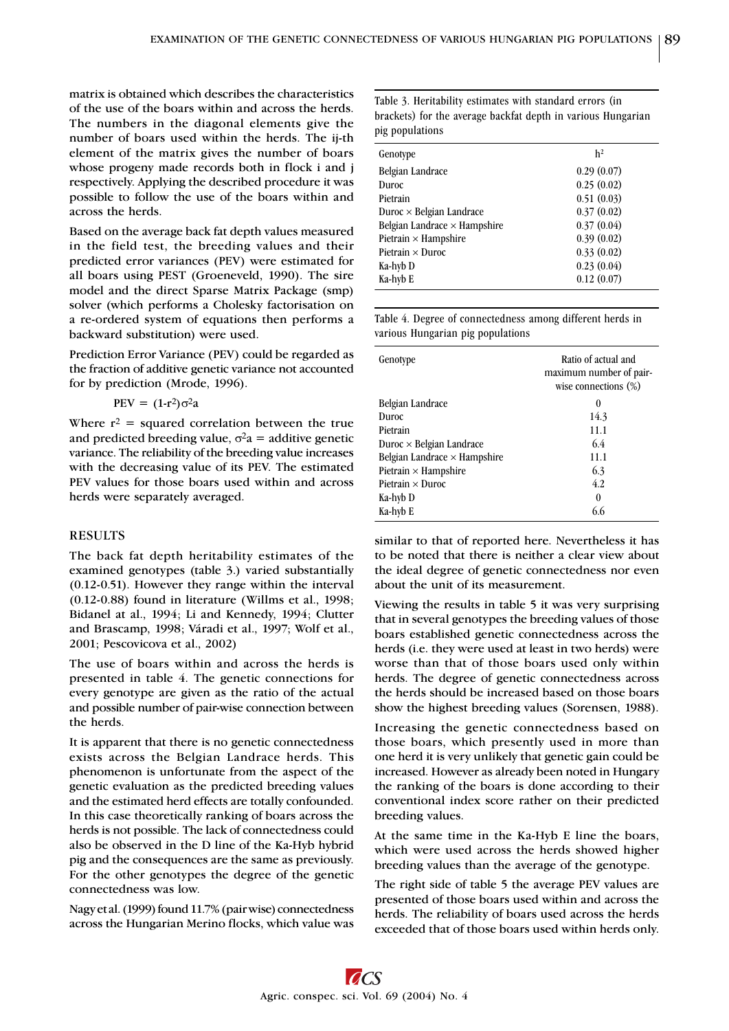matrix is obtained which describes the characteristics of the use of the boars within and across the herds. The numbers in the diagonal elements give the number of boars used within the herds. The ij-th element of the matrix gives the number of boars whose progeny made records both in flock i and j respectively. Applying the described procedure it was possible to follow the use of the boars within and across the herds.

Based on the average back fat depth values measured in the field test, the breeding values and their predicted error variances (PEV) were estimated for all boars using PEST (Groeneveld, 1990). The sire model and the direct Sparse Matrix Package (smp) solver (which performs a Cholesky factorisation on a re-ordered system of equations then performs a backward substitution) were used.

Prediction Error Variance (PEV) could be regarded as the fraction of additive genetic variance not accounted for by prediction (Mrode, 1996).

$$PEV = (1\text{-}r^2)\sigma^2a$$

Where $r^2$ = squared correlation between the true and predicted breeding value, $\sigma^2a$ = additive genetic variance. The reliability of the breeding value increases with the decreasing value of its PEV. The estimated PEV values for those boars used within and across herds were separately averaged.

## RESULTS

The back fat depth heritability estimates of the examined genotypes (table 3.) varied substantially (0.12-0.51). However they range within the interval (0.12-0.88) found in literature (Willms et al., 1998; Bidanel at al., 1994; Li and Kennedy, 1994; Clutter and Brascamp, 1998; Váradi et al., 1997; Wolf et al., 2001; Pescovicova et al., 2002)

The use of boars within and across the herds is presented in table 4. The genetic connections for every genotype are given as the ratio of the actual and possible number of pair-wise connection between the herds.

It is apparent that there is no genetic connectedness exists across the Belgian Landrace herds. This phenomenon is unfortunate from the aspect of the genetic evaluation as the predicted breeding values and the estimated herd effects are totally confounded. In this case theoretically ranking of boars across the herds is not possible. The lack of connectedness could also be observed in the D line of the Ka-Hyb hybrid pig and the consequences are the same as previously. For the other genotypes the degree of the genetic connectedness was low.

Nagy et al. (1999) found 11.7% (pair wise) connectedness across the Hungarian Merino flocks, which value was similar to that of reported here. Nevertheless it has to be noted that there is neither a clear view about the ideal degree of genetic connectedness nor even about the unit of its measurement.

Viewing the results in table 5 it was very surprising that in several genotypes the breeding values of those boars established genetic connectedness across the herds (i.e. they were used at least in two herds) were worse than that of those boars used only within herds. The degree of genetic connectedness across the herds should be increased based on those boars show the highest breeding values (Sorensen, 1988).

Increasing the genetic connectedness based on those boars, which presently used in more than one herd it is very unlikely that genetic gain could be increased. However as already been noted in Hungary the ranking of the boars is done according to their conventional index score rather on their predicted breeding values.

At the same time in the Ka-Hyb E line the boars, which were used across the herds showed higher breeding values than the average of the genotype.

The right side of table 5 the average PEV values are presented of those boars used within and across the herds. The reliability of boars used across the herds exceeded that of those boars used within herds only.

Table 3. Heritability estimates with standard errors (in brackets) for the average backfat depth in various Hungarian pig populations

| Genotype | $h^2$ |
|---|---|
| Belgian Landrace | 0.29 (0.07) |
| Duroc | 0.25 (0.02) |
| Pietrain | 0.51 (0.03) |
| Duroc × Belgian Landrace | 0.37 (0.02) |
| Belgian Landrace × Hampshire | 0.37 (0.04) |
| Pietrain × Hampshire | 0.39 (0.02) |
| Pietrain × Duroc | 0.33 (0.02) |
| Ka-hyb D | 0.23 (0.04) |
| Ka-hyb E | 0.12 (0.07) |

Table 4. Degree of connectedness among different herds in various Hungarian pig populations

| Genotype | Ratio of actual and maximum number of pair-wise connections (%) |
|---|---|
| Belgian Landrace | 0 |
| Duroc | 14.3 |
| Pietrain | 11.1 |
| Duroc × Belgian Landrace | 6.4 |
| Belgian Landrace × Hampshire | 11.1 |
| Pietrain × Hampshire | 6.3 |
| Pietrain × Duroc | 4.2 |
| Ka-hyb D | 0 |
| Ka-hyb E | 6.6 |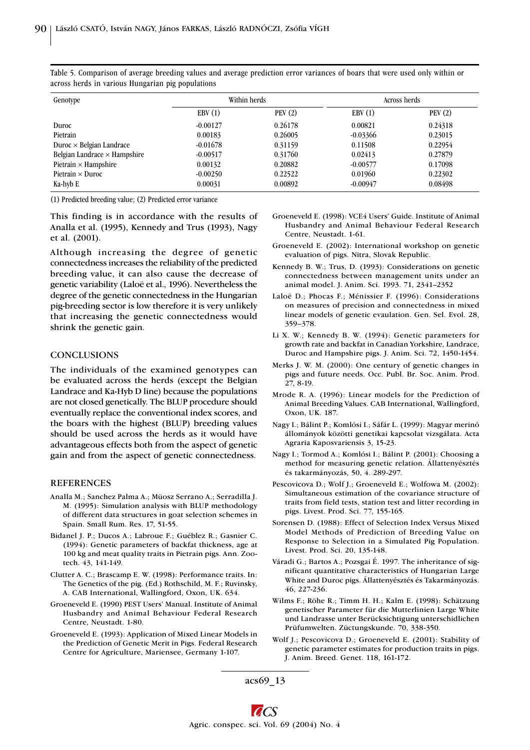Table 5. Comparison of average breeding values and average prediction error variances of boars that were used only within or across herds in various Hungarian pig populations

| Genotype | Within herds | | Across herds | |
|---|---|---|---|---|
| | EBV (1) | PEV (2) | EBV (1) | PEV (2) |
| Duroc | -0.00127 | 0.26178 | 0.00821 | 0.24318 |
| Pietrain | 0.00183 | 0.26005 | -0.03366 | 0.23015 |
| Duroc × Belgian Landrace | -0.01678 | 0.31159 | 0.11508 | 0.22954 |
| Belgian Landrace × Hampshire | -0.00517 | 0.31760 | 0.02413 | 0.27879 |
| Pietrain × Hampshire | 0.00132 | 0.20882 | -0.00577 | 0.17098 |
| Pietrain × Duroc | -0.00250 | 0.22522 | 0.01960 | 0.22302 |
| Ka-hyb E | 0.00031 | 0.00892 | -0.00947 | 0.08498 |

(1) Predicted breeding value; (2) Predicted error variance

This finding is in accordance with the results of Analla et al. (1995), Kennedy and Trus (1993), Nagy et al. (2001).

Although increasing the degree of genetic connectedness increases the reliability of the predicted breeding value, it can also cause the decrease of genetic variability (Laloë et al., 1996). Nevertheless the degree of the genetic connectedness in the Hungarian pig-breeding sector is low therefore it is very unlikely that increasing the genetic connectedness would shrink the genetic gain.

## CONCLUSIONS

The individuals of the examined genotypes can be evaluated across the herds (except the Belgian Landrace and Ka-Hyb D line) because the populations are not closed genetically. The BLUP procedure should eventually replace the conventional index scores, and the boars with the highest (BLUP) breeding values should be used across the herds as it would have advantageous effects both from the aspect of genetic gain and from the aspect of genetic connectedness.

## REFERENCES

Analla M.; Sanchez Palma A.; Müosz Serrano A.; Serradilla J. M. (1995): Simulation analysis with BLUP methodology of different data structures in goat selection schemes in Spain. Small Rum. Res. 17, 51-55.

Bidanel J. P.; Ducos A.; Labroue F.; Guéblez R.; Gasnier C. (1994): Genetic parameters of backfat thickness, age at 100 kg and meat quality traits in Pietrain pigs. Ann. Zootech. 43, 141-149.

Clutter A. C.; Brascamp E. W. (1998): Performance traits. In: The Genetics of the pig. (Ed.) Rothschild, M. F.; Ruvinsky, A. CAB International, Wallingford, Oxon, UK. 634.

Groeneveld E. (1990) PEST Users' Manual. Institute of Animal Husbandry and Animal Behaviour Federal Research Centre, Neustadt. 1-80.

Groeneveld E. (1993): Application of Mixed Linear Models in the Prediction of Genetic Merit in Pigs. Federal Research Centre for Agriculture, Mariensee, Germany 1-107.

Groeneveld E. (1998): VCE4 Users' Guide. Institute of Animal Husbandry and Animal Behaviour Federal Research Centre, Neustadt. 1-61.

Groeneveld E. (2002): International workshop on genetic evaluation of pigs. Nitra, Slovak Republic.

Kennedy B. W.; Trus, D. (1993): Considerations on genetic connectedness between management units under an animal model. J. Anim. Sci. 1993. 71, 2341–2352

Laloë D.; Phocas F.; Ménissier F. (1996): Considerations on measures of precision and connectedness in mixed linear models of genetic evaulation. Gen. Sel. Evol. 28, 359–378.

Li X. W.; Kennedy B. W. (1994): Genetic parameters for growth rate and backfat in Canadian Yorkshire, Landrace, Duroc and Hampshire pigs. J. Anim. Sci. 72, 1450-1454.

Merks J. W. M. (2000): One century of genetic changes in pigs and future needs. Occ. Publ. Br. Soc. Anim. Prod. 27, 8-19.

Mrode R. A. (1996): Linear models for the Prediction of Animal Breeding Values. CAB International, Wallingford, Oxon, UK. 187.

Nagy I.; Bálint P.; Komlósi I.; Sáfár L. (1999): Magyar merinó állományok közötti genetikai kapcsolat vizsgálata. Acta Agraria Kaposvariensis 3, 15-23.

Nagy I.; Tormod A.; Komlósi I.; Bálint P. (2001): Choosing a method for measuring genetic relation. Állattenyésztés és takarmányozás, 50, 4. 289-297.

Pescovicova D.; Wolf J.; Groeneveld E.; Wolfowa M. (2002): Simultaneous estimation of the covariance structure of traits from field tests, station test and litter recording in pigs. Livest. Prod. Sci. 77, 155-165.

Sorensen D. (1988): Effect of Selection Index Versus Mixed Model Methods of Prediction of Breeding Value on Response to Selection in a Simulated Pig Population. Livest. Prod. Sci. 20, 135-148.

Váradi G.; Bartos A.; Pozsgai É. 1997. The inheritance of significant quantitative characteristics of Hungarian Large White and Duroc pigs. Állattenyésztés és Takarmányozás. 46, 227-236.

Wilms F.; Röhe R.; Timm H. H.; Kalm E. (1998): Schätzung genetischer Parameter für die Mutterlinien Large White und Landrasse unter Berücksichtigung unterschidlichen Prüfumwelten. Züctungskunde. 70, 338-350.

Wolf J.; Pescovicova D.; Groeneveld E. (2001): Stability of genetic parameter estimates for production traits in pigs. J. Anim. Breed. Genet. 118, 161-172.

acs69_13